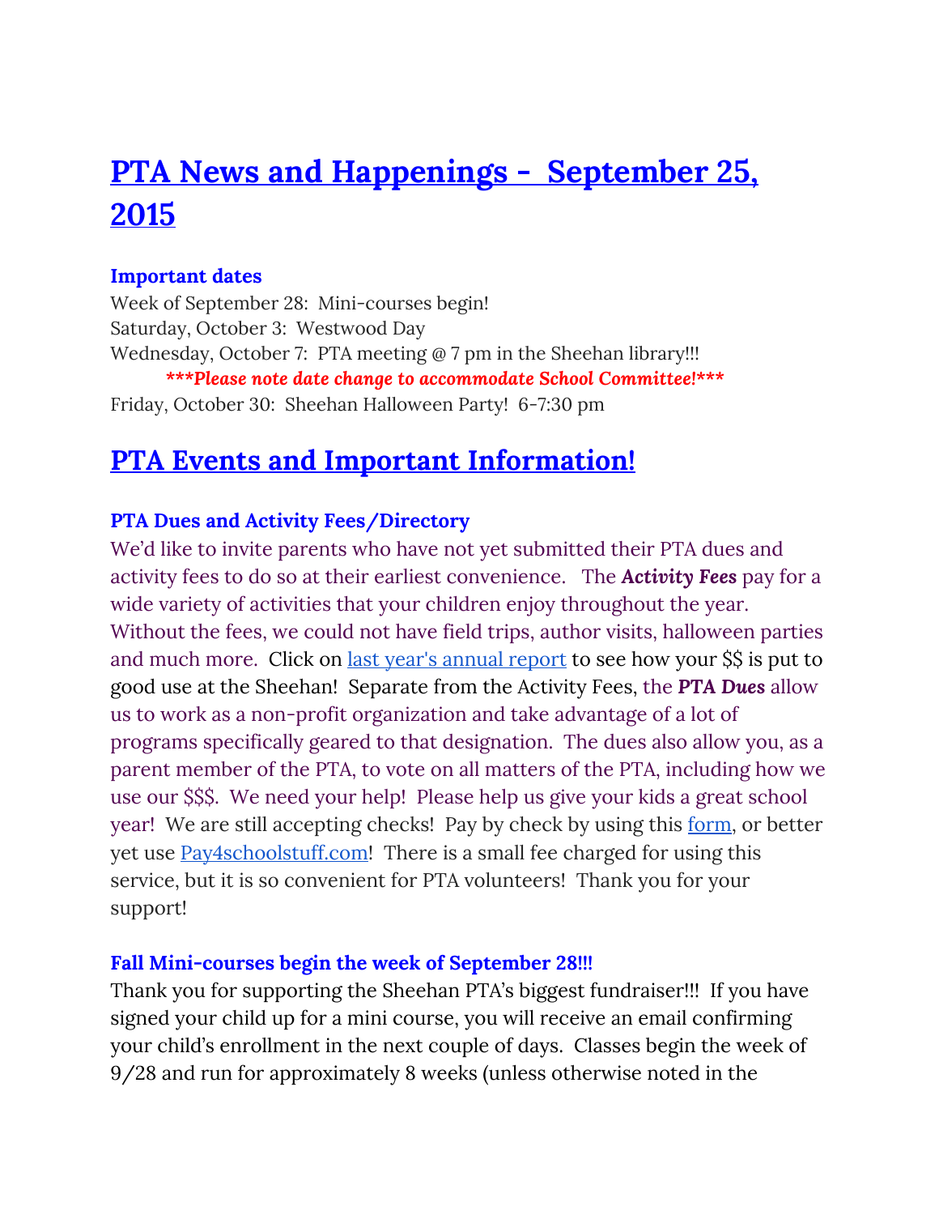# PTA News and Happenings - September 25, 2015

### Important dates

Week of September 28: Mini-courses begin!
Saturday, October 3: Westwood Day
Wednesday, October 7: PTA meeting @ 7 pm in the Sheehan library!!!
***Please note date change to accommodate School Committee!***
Friday, October 30: Sheehan Halloween Party! 6-7:30 pm

## PTA Events and Important Information!

### PTA Dues and Activity Fees/Directory

We'd like to invite parents who have not yet submitted their PTA dues and activity fees to do so at their earliest convenience. The ***Activity Fees*** pay for a wide variety of activities that your children enjoy throughout the year. Without the fees, we could not have field trips, author visits, halloween parties and much more. Click on [last year's annual report] to see how your $$ is put to good use at the Sheehan! Separate from the Activity Fees, the ***PTA Dues*** allow us to work as a non-profit organization and take advantage of a lot of programs specifically geared to that designation. The dues also allow you, as a parent member of the PTA, to vote on all matters of the PTA, including how we use our $$$. We need your help! Please help us give your kids a great school year! We are still accepting checks! Pay by check by using this [form], or better yet use [Pay4schoolstuff.com]! There is a small fee charged for using this service, but it is so convenient for PTA volunteers! Thank you for your support!

### Fall Mini-courses begin the week of September 28!!!

Thank you for supporting the Sheehan PTA's biggest fundraiser!!! If you have signed your child up for a mini course, you will receive an email confirming your child's enrollment in the next couple of days. Classes begin the week of 9/28 and run for approximately 8 weeks (unless otherwise noted in the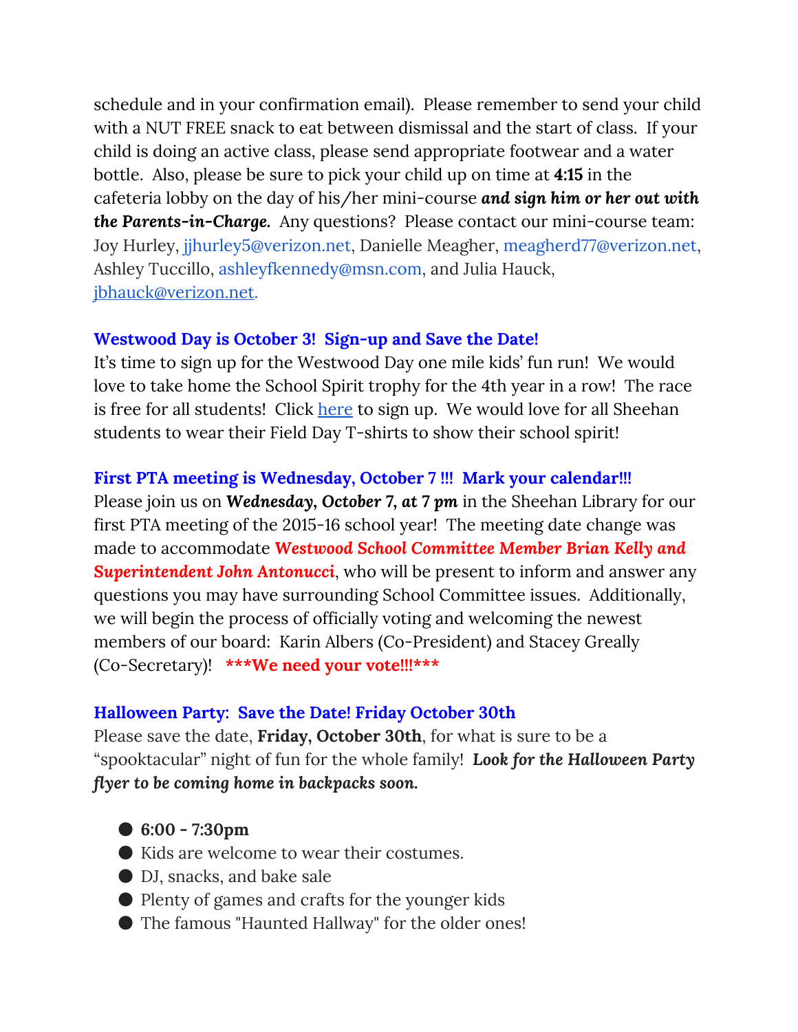schedule and in your confirmation email). Please remember to send your child with a NUT FREE snack to eat between dismissal and the start of class. If your child is doing an active class, please send appropriate footwear and a water bottle. Also, please be sure to pick your child up on time at **4:15** in the cafeteria lobby on the day of his/her mini-course ***and sign him or her out with the Parents-in-Charge.*** Any questions? Please contact our mini-course team: Joy Hurley, jjhurley5@verizon.net, Danielle Meagher, meagherd77@verizon.net, Ashley Tuccillo, ashleyfkennedy@msn.com, and Julia Hauck, jbhauck@verizon.net.

**Westwood Day is October 3! Sign-up and Save the Date!**

It's time to sign up for the Westwood Day one mile kids' fun run! We would love to take home the School Spirit trophy for the 4th year in a row! The race is free for all students! Click here to sign up. We would love for all Sheehan students to wear their Field Day T-shirts to show their school spirit!

**First PTA meeting is Wednesday, October 7 !!! Mark your calendar!!!**

Please join us on ***Wednesday, October 7, at 7 pm*** in the Sheehan Library for our first PTA meeting of the 2015-16 school year! The meeting date change was made to accommodate ***Westwood School Committee Member Brian Kelly and Superintendent John Antonucci***, who will be present to inform and answer any questions you may have surrounding School Committee issues. Additionally, we will begin the process of officially voting and welcoming the newest members of our board: Karin Albers (Co-President) and Stacey Grealy (Co-Secretary)! **\*\*\*We need your vote!!!\*\*\***

**Halloween Party: Save the Date! Friday October 30th**

Please save the date, **Friday, October 30th**, for what is sure to be a "spooktacular" night of fun for the whole family! ***Look for the Halloween Party flyer to be coming home in backpacks soon.***

- **6:00 - 7:30pm**
- Kids are welcome to wear their costumes.
- DJ, snacks, and bake sale
- Plenty of games and crafts for the younger kids
- The famous "Haunted Hallway" for the older ones!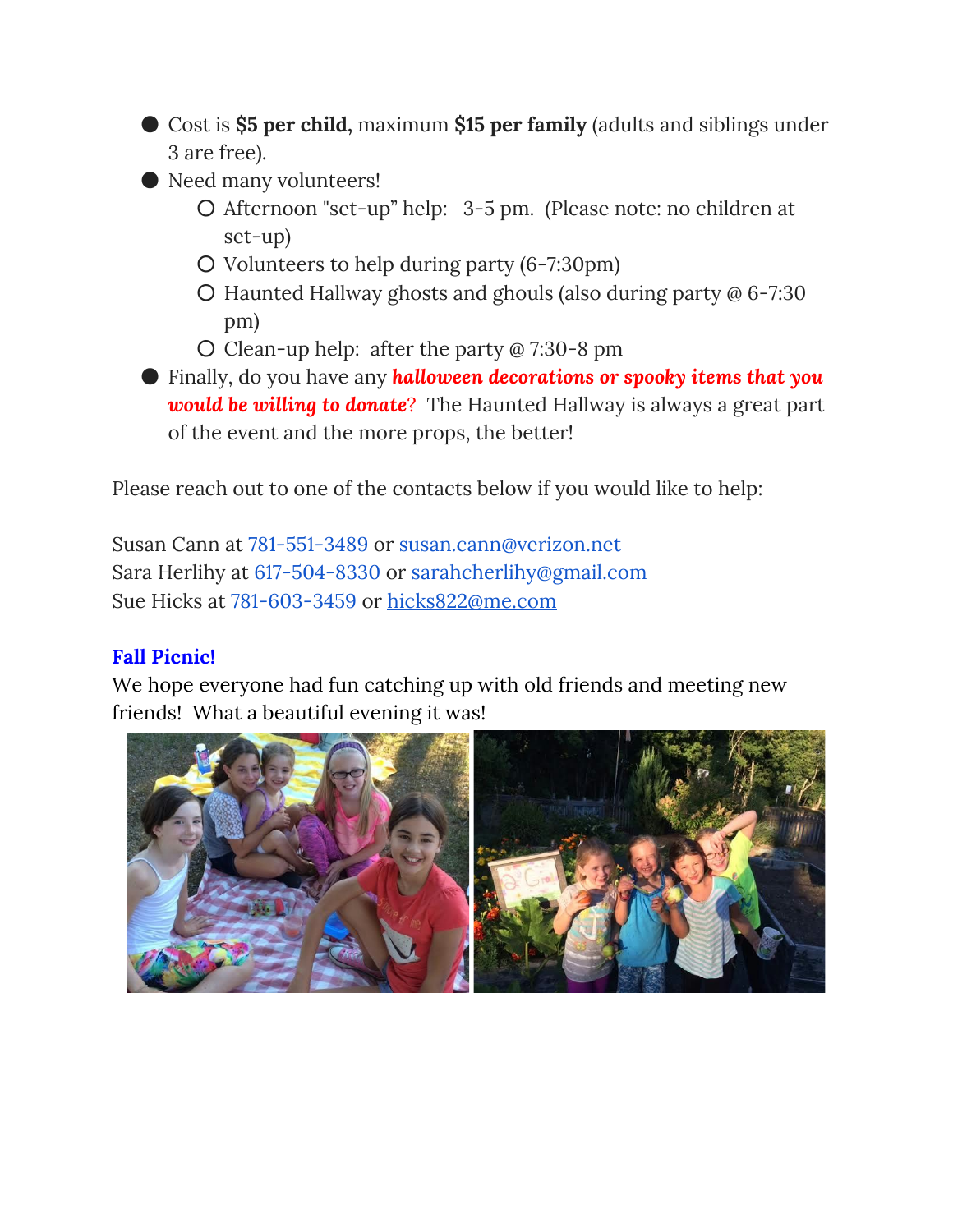- Cost is **$5 per child,** maximum **$15 per family** (adults and siblings under 3 are free).
- Need many volunteers!
  - Afternoon "set-up" help: 3-5 pm. (Please note: no children at set-up)
  - Volunteers to help during party (6-7:30pm)
  - Haunted Hallway ghosts and ghouls (also during party @ 6-7:30 pm)
  - Clean-up help: after the party @ 7:30-8 pm
- Finally, do you have any ***halloween decorations or spooky items that you would be willing to donate***? The Haunted Hallway is always a great part of the event and the more props, the better!

Please reach out to one of the contacts below if you would like to help:

Susan Cann at 781-551-3489 or susan.cann@verizon.net
Sara Herlihy at 617-504-8330 or sarahcherlihy@gmail.com
Sue Hicks at 781-603-3459 or hicks822@me.com

**Fall Picnic!**

We hope everyone had fun catching up with old friends and meeting new friends! What a beautiful evening it was!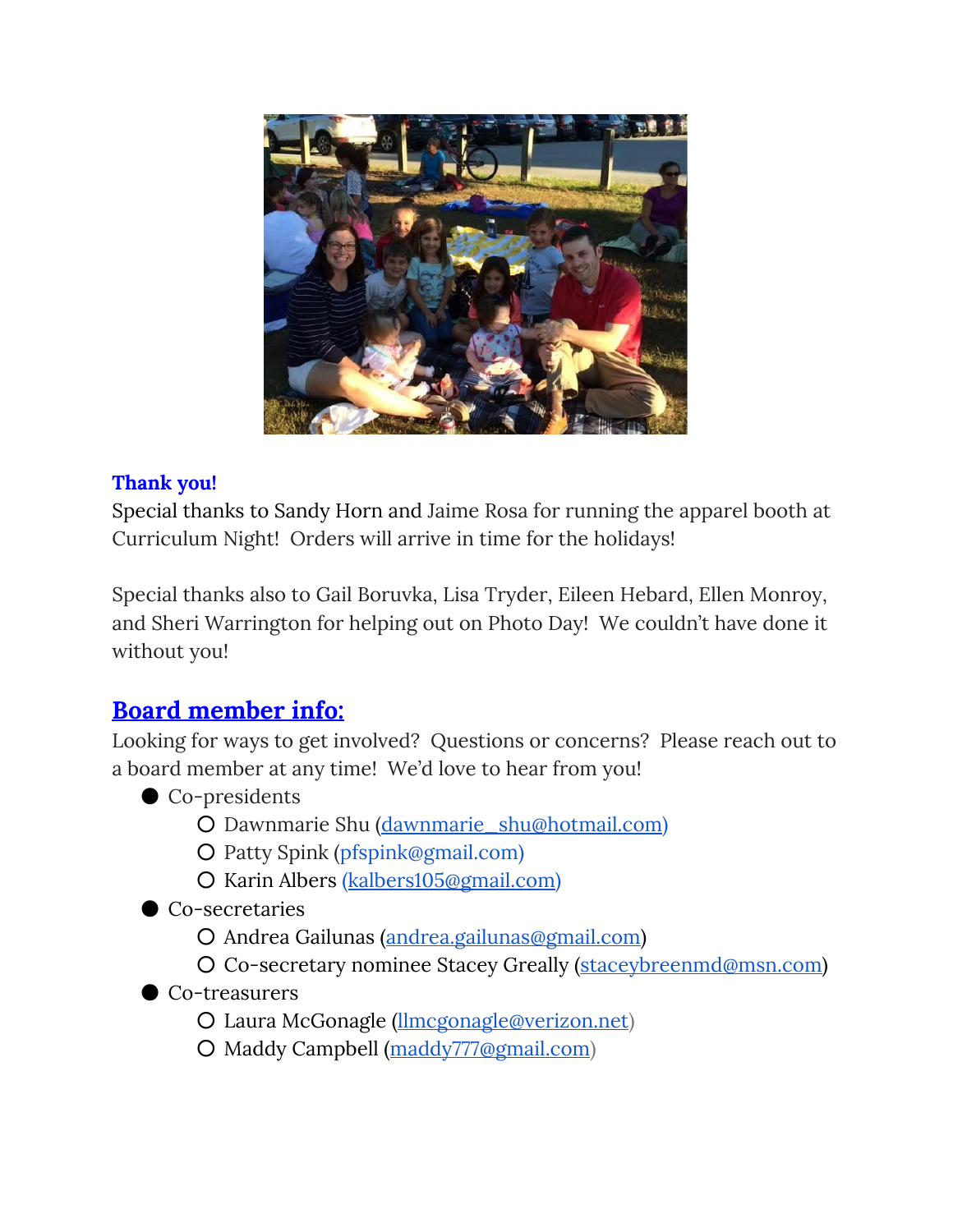**Thank you!**

Special thanks to Sandy Horn and Jaime Rosa for running the apparel booth at Curriculum Night! Orders will arrive in time for the holidays!

Special thanks also to Gail Boruvka, Lisa Tryder, Eileen Hebard, Ellen Monroy, and Sheri Warrington for helping out on Photo Day! We couldn't have done it without you!

## Board member info:

Looking for ways to get involved? Questions or concerns? Please reach out to a board member at any time! We'd love to hear from you!

- Co-presidents
  - Dawnmarie Shu (dawnmarie_shu@hotmail.com)
  - Patty Spink (pfspink@gmail.com)
  - Karin Albers (kalbers105@gmail.com)
- Co-secretaries
  - Andrea Gailunas (andrea.gailunas@gmail.com)
  - Co-secretary nominee Stacey Greally (staceybreenmd@msn.com)
- Co-treasurers
  - Laura McGonagle (llmcgonagle@verizon.net)
  - Maddy Campbell (maddy777@gmail.com)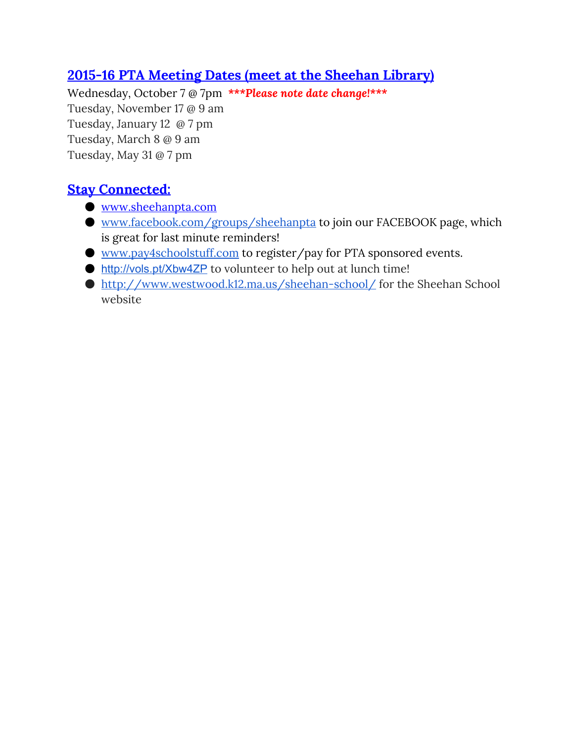## 2015-16 PTA Meeting Dates (meet at the Sheehan Library)

Wednesday, October 7 @ 7pm ***Please note date change!***
Tuesday, November 17 @ 9 am
Tuesday, January 12 @ 7 pm
Tuesday, March 8 @ 9 am
Tuesday, May 31 @ 7 pm

## Stay Connected:

- www.sheehanpta.com
- www.facebook.com/groups/sheehanpta to join our FACEBOOK page, which is great for last minute reminders!
- www.pay4schoolstuff.com to register/pay for PTA sponsored events.
- http://vols.pt/Xbw4ZP to volunteer to help out at lunch time!
- http://www.westwood.k12.ma.us/sheehan-school/ for the Sheehan School website